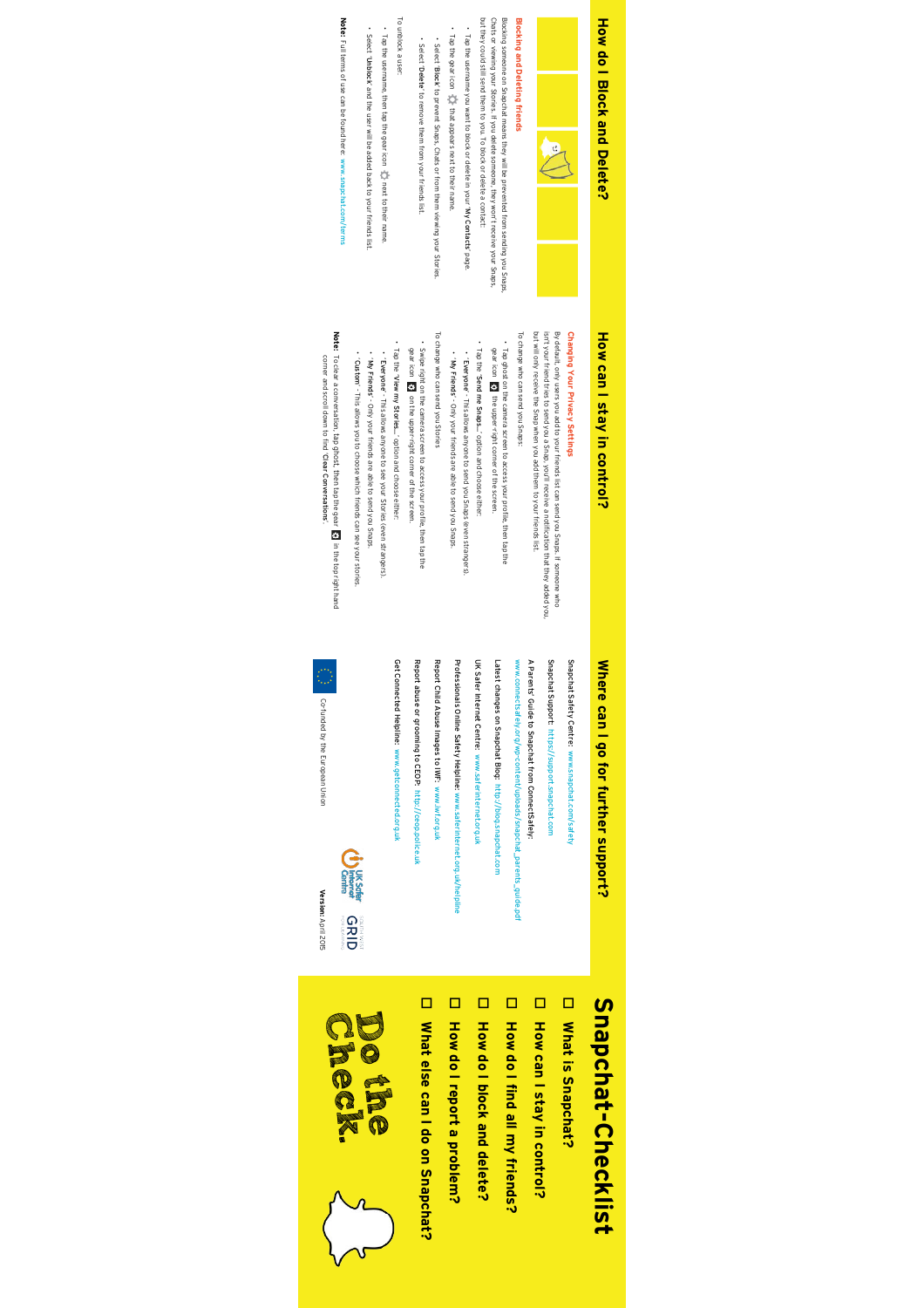# Snapchat-Checklist

- ☐ What is Snapchat?
- ☐ How can I stay in control?
- ☐ How do I find all my friends?
- ☐ How do I block and delete?
- ☐ How do I report a problem?
- ☐ What else can I do on Snapchat?

Do the Check.

## How do I Block and Delete?

### Blocking and Deleting friends

Blocking someone on Snapchat means they will be prevented from sending you Snaps, Chats or viewing your Stories. If you delete someone, they won't receive your Snaps, but they could still send them to you. To block or delete a contact:

- Tap the username you want to block or delete in your '**My Contacts**' page.
- Tap the gear icon that appears next to their name.
  - Select '**Block**' to prevent Snaps, Chats or from them viewing your Stories.
  - Select '**Delete**' to remove them from your friends list.

To unblock a user:

- Tap the username, then tap the gear icon next to their name.
- Select '**Unblock**' and the user will be added back to your friends list.

**Note:** Full terms of use can be found here: www.snapchat.com/terms

## How can I stay in control?

### Changing Your Privacy Settings

By default, only users you add to your friends list can send you Snaps. If someone who isn't your friend tries to send you a Snap, you'll receive a notification that they added you, but will only receive the Snap when you add them to your friends list.

To change who can send you Snaps:

- Tap ghost on the camera screen to access your profile, then tap the gear icon in the upper right corner of the screen.
- Tap the '**Send me Snaps...**' option and choose either:
  - '**Everyone**' - This allows anyone to send you Snaps (even strangers).
  - '**My Friends**' - Only your friends are able to send you Snaps.

To change who can send you Stories

- Swipe right on the camera screen to access your profile, then tap the gear icon on the upper right corner of the screen.
- Tap the '**View my Stories...**' option and choose either:
  - '**Everyone**' - This allows anyone to see your Stories (even strangers).
  - '**My Friends**' - Only your friends are able to send you Snaps.
  - '**Custom**' - This allows you to choose which friends can see your stories.

**Note:** To clear a conversation, tap ghost, then tap the gear in the top right hand corner and scroll down to find '**Clear Conversations**'.

## Where can I go for further support?

**Snapchat Safety Centre:** www.snapchat.com/safety

**Snapchat Support:** https://support.snapchat.com

**A Parents' Guide to Snapchat from ConnectSafely:**
www.connectsafely.org/wp-content/uploads/snapchat_parents_guide.pdf

**Latest changes on Snapchat Blog:** http://blog.snapchat.com

**UK Safer Internet Centre:** www.saferinternet.org.uk

**Professionals Online Safety Helpline:** www.saferinternet.org.uk/helpline

**Report Child Abuse Images to IWF:** www.iwf.org.uk

**Report abuse or grooming to CEOP:** http://ceop.police.uk

**Get Connected Helpline:** www.getconnected.org.uk

Co-funded by the European Union

UK Safer Internet Centre

GRID

**Version:** April 2015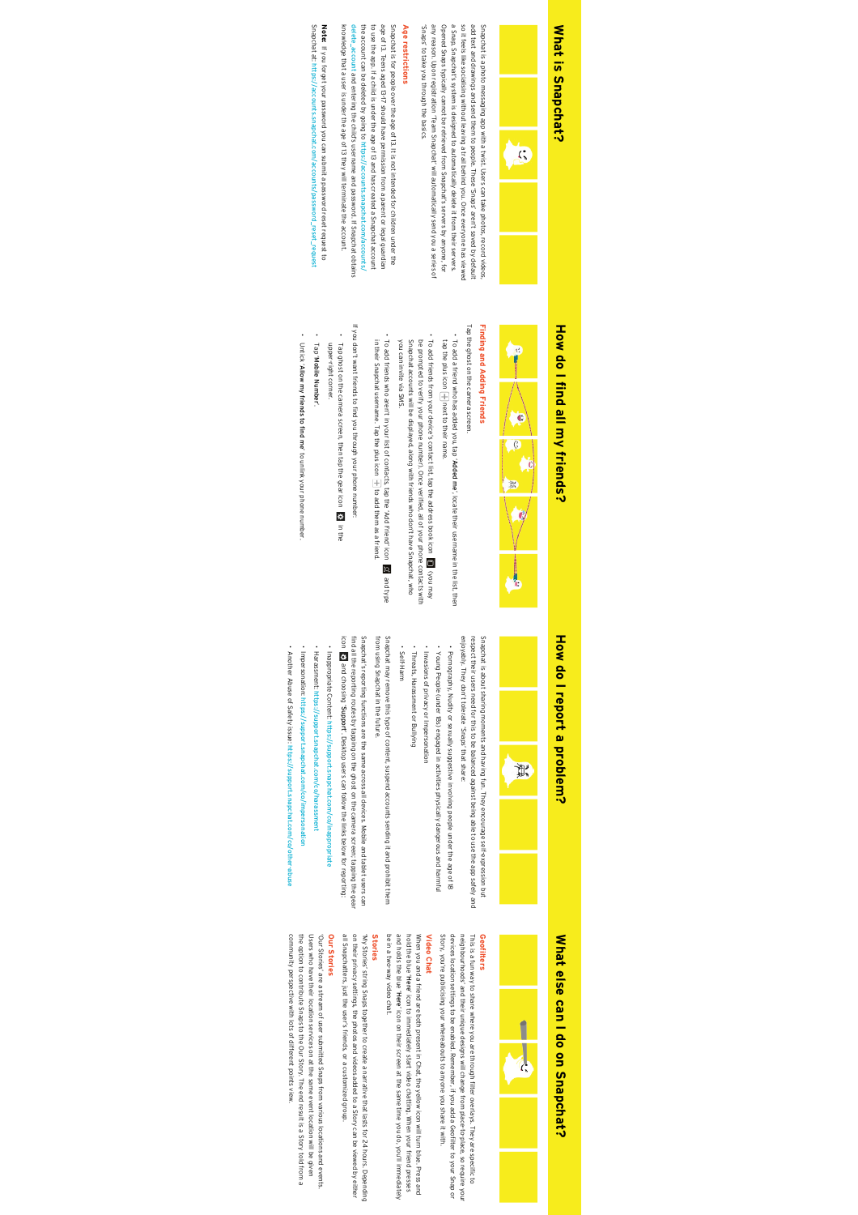# What is Snapchat?

Snapchat is a photo messaging app with a twist. Users can take photos, record videos, add text and drawings and send them to people. These 'Snaps' aren't saved by default so it feels like socialising without leaving a trail behind you. Once everyone has viewed a Snap, Snapchat's system is designed to automatically delete it from their servers. Opened Snaps typically cannot be retrieved from Snapchat's servers by anyone, for any reason. Upon registration "Team Snapchat" will automatically send you a series of 'Snaps' to take you through the basics.

## Age restrictions

Snapchat is for people over the age of 13. It is not intended for children under the age of 13. Teens aged 13-17 should have permission from a parent or legal guardian to use the app. If a child is under the age of 13 and has created a Snapchat account the account can be deleted by going to https://accounts.snapchat.com/accounts/delete_account and entering the child's username and password. If Snapchat obtains knowledge that a user is under the age of 13 they will terminate the account.

**Note**: If you forget your password you can submit a password reset request to Snapchat at: https://accounts.snapchat.com/accounts/password_reset_request

# How do I find all my friends?

## Finding and Adding Friends

Tap the ghost on the camera screen.

- To add a friend who has added you, tap '**Added me**', locate their username in the list, then tap the plus icon next to their name.
- To add friends from your device's contact list, tap the address book icon (you may be prompted to verify your phone number). Once verified, all of your phone contacts with Snapchat accounts will be displayed, along with friends who don't have Snapchat, who you can invite via SMS.
- To add friends who aren't in your list of contacts, tap the 'Add Friend' icon and type in their Snapchat username. Tap the plus icon to add them as a friend.

If you don't want friends to find you through your phone number:

- Tap ghost on the camera screen, then tap the gear icon in the upper right corner.
- Tap **Mobile Number**.
- Untick '**Allow my friends to find me**' to unlink your phone number.

# How do I report a problem?

Snapchat is about sharing moments and having fun. They encourage self-expression but respect their users need for this to be balanced against being able to use the app safely and enjoyably. They don't tolerate 'Snaps' that share:

- Pornography, Nudity or sexually suggestive involving people under the age of 18
- Young People (under 18s) engaged in activities physically dangerous and harmful
- Invasions of privacy or impersonation
- Threats, Harassment or Bullying
- Self-Harm

Snapchat may remove this type of content, suspend accounts sending it and prohibit them from using Snapchat in the future.

Snapchat's reporting functions are the same across all devices. Mobile and tablet users can find all the reporting routes by tapping on the ghost on the camera screen; tapping the gear icon and choosing '**Support**'. Desktop users can follow the links below for reporting:

- Inappropriate Content: https://support.snapchat.com/co/inappropriate
- Harassment: https://support.snapchat.com/co/harassment
- Impersonation: https://support.snapchat.com/co/impersonation
- Another Abuse of Safety issue: https://support.snapchat.com/co/other-abuse

# What else can I do on Snapchat?

## Geofilters

This is a fun way to share where you are through filter overlays. They are specific to neighbourhoods and their unique designs will change from place to place, so require your devices location settings to be enabled. Remember, if you add a Geofilter to your Snap or Story, you're publicising your whereabouts to anyone you share it with.

## Video Chat

When you and a friend are both present in Chat, the yellow icon will turn blue. Press and hold the blue '**Here**' icon to immediately start video chatting. When your friend presses and holds the blue '**Here**' icon on their screen at the same time you do, you'll immediately be in a two-way video chat.

## Stories

'My Stories' string Snaps together to create a narrative that lasts for 24 hours. Depending on their privacy settings, the photos and videos added to a Story can be viewed by either all Snapchatters, just the user's friends, or a customized group.

## Our Stories

'Our Stories' are a stream of user submitted Snaps from various locations and events. Users who have their location services on at the same event location will be given the option to contribute Snaps to the Our Story. The end result is a Story told from a community perspective with lots of different points view.